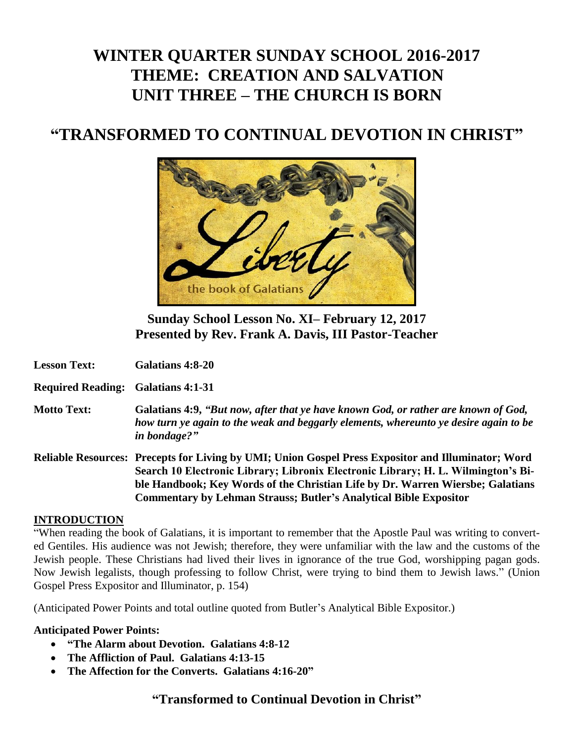# WINTER QUARTER SUNDAY SCHOOL 2016-2017
# THEME: CREATION AND SALVATION
# UNIT THREE – THE CHURCH IS BORN

## "TRANSFORMED TO CONTINUAL DEVOTION IN CHRIST"

**Sunday School Lesson No. XI– February 12, 2017**
**Presented by Rev. Frank A. Davis, III Pastor-Teacher**

**Lesson Text:** **Galatians 4:8-20**

**Required Reading:** **Galatians 4:1-31**

**Motto Text:** **Galatians 4:9, *"But now, after that ye have known God, or rather are known of God, how turn ye again to the weak and beggarly elements, whereunto ye desire again to be in bondage?"***

**Reliable Resources:** **Precepts for Living by UMI; Union Gospel Press Expositor and Illuminator; Word Search 10 Electronic Library; Libronix Electronic Library; H. L. Wilmington's Bible Handbook; Key Words of the Christian Life by Dr. Warren Wiersbe; Galatians Commentary by Lehman Strauss; Butler's Analytical Bible Expositor**

### INTRODUCTION

"When reading the book of Galatians, it is important to remember that the Apostle Paul was writing to converted Gentiles. His audience was not Jewish; therefore, they were unfamiliar with the law and the customs of the Jewish people. These Christians had lived their lives in ignorance of the true God, worshipping pagan gods. Now Jewish legalists, though professing to follow Christ, were trying to bind them to Jewish laws." (Union Gospel Press Expositor and Illuminator, p. 154)

(Anticipated Power Points and total outline quoted from Butler's Analytical Bible Expositor.)

**Anticipated Power Points:**

- **"The Alarm about Devotion. Galatians 4:8-12**
- **The Affliction of Paul. Galatians 4:13-15**
- **The Affection for the Converts. Galatians 4:16-20"**

## "Transformed to Continual Devotion in Christ"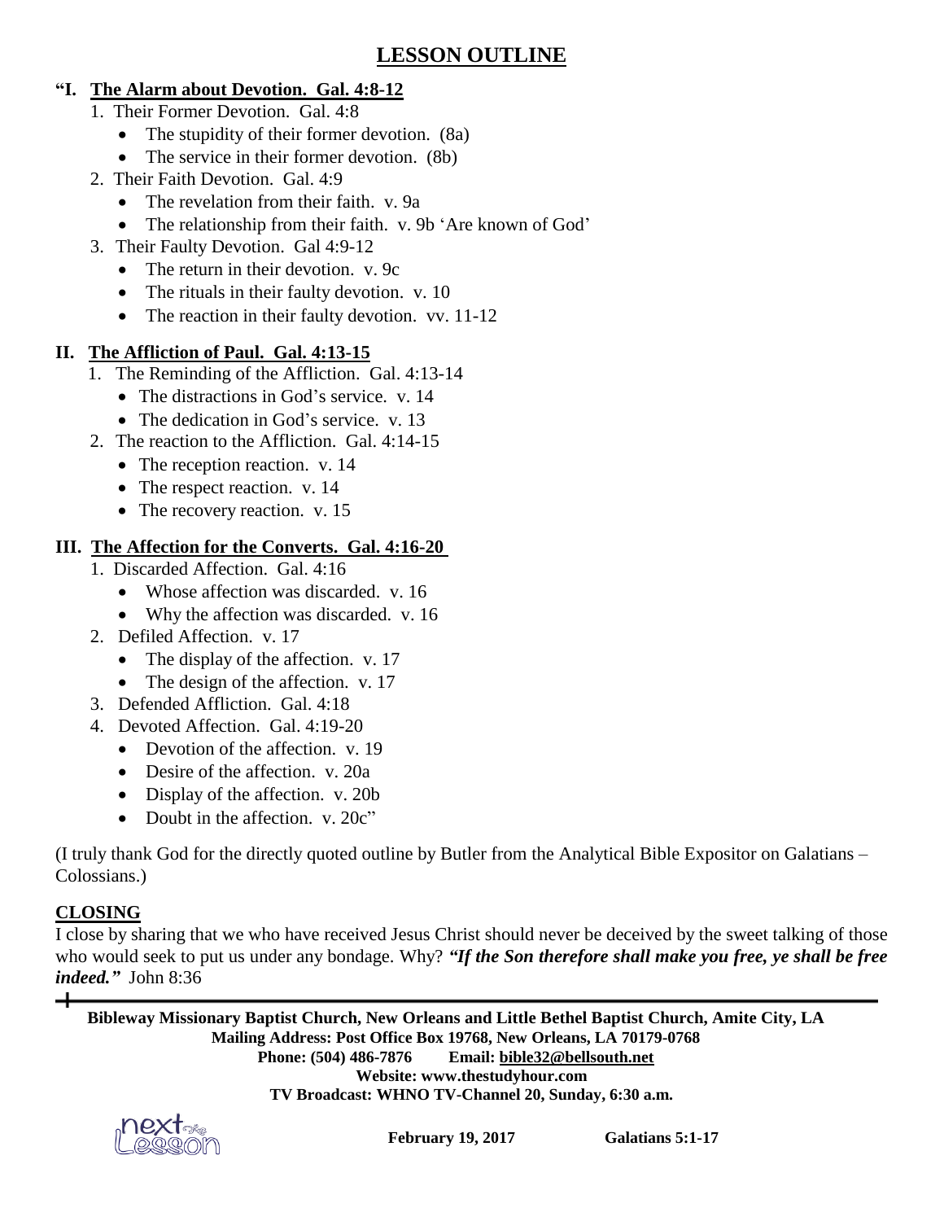## LESSON OUTLINE

**"I. The Alarm about Devotion. Gal. 4:8-12**

1. Their Former Devotion. Gal. 4:8
   - The stupidity of their former devotion. (8a)
   - The service in their former devotion. (8b)
2. Their Faith Devotion. Gal. 4:9
   - The revelation from their faith. v. 9a
   - The relationship from their faith. v. 9b 'Are known of God'
3. Their Faulty Devotion. Gal 4:9-12
   - The return in their devotion. v. 9c
   - The rituals in their faulty devotion. v. 10
   - The reaction in their faulty devotion. vv. 11-12

**II. The Affliction of Paul. Gal. 4:13-15**

1. The Reminding of the Affliction. Gal. 4:13-14
   - The distractions in God's service. v. 14
   - The dedication in God's service. v. 13
2. The reaction to the Affliction. Gal. 4:14-15
   - The reception reaction. v. 14
   - The respect reaction. v. 14
   - The recovery reaction. v. 15

**III. The Affection for the Converts. Gal. 4:16-20**

1. Discarded Affection. Gal. 4:16
   - Whose affection was discarded. v. 16
   - Why the affection was discarded. v. 16
2. Defiled Affection. v. 17
   - The display of the affection. v. 17
   - The design of the affection. v. 17
3. Defended Affliction. Gal. 4:18
4. Devoted Affection. Gal. 4:19-20
   - Devotion of the affection. v. 19
   - Desire of the affection. v. 20a
   - Display of the affection. v. 20b
   - Doubt in the affection. v. 20c"

(I truly thank God for the directly quoted outline by Butler from the Analytical Bible Expositor on Galatians – Colossians.)

## CLOSING

I close by sharing that we who have received Jesus Christ should never be deceived by the sweet talking of those who would seek to put us under any bondage. Why? ***"If the Son therefore shall make you free, ye shall be free indeed."*** John 8:36

**Bibleway Missionary Baptist Church, New Orleans and Little Bethel Baptist Church, Amite City, LA**
**Mailing Address: Post Office Box 19768, New Orleans, LA 70179-0768**
**Phone: (504) 486-7876 Email: bible32@bellsouth.net**
**Website: www.thestudyhour.com**
**TV Broadcast: WHNO TV-Channel 20, Sunday, 6:30 a.m.**

next Lesson **February 19, 2017 Galatians 5:1-17**